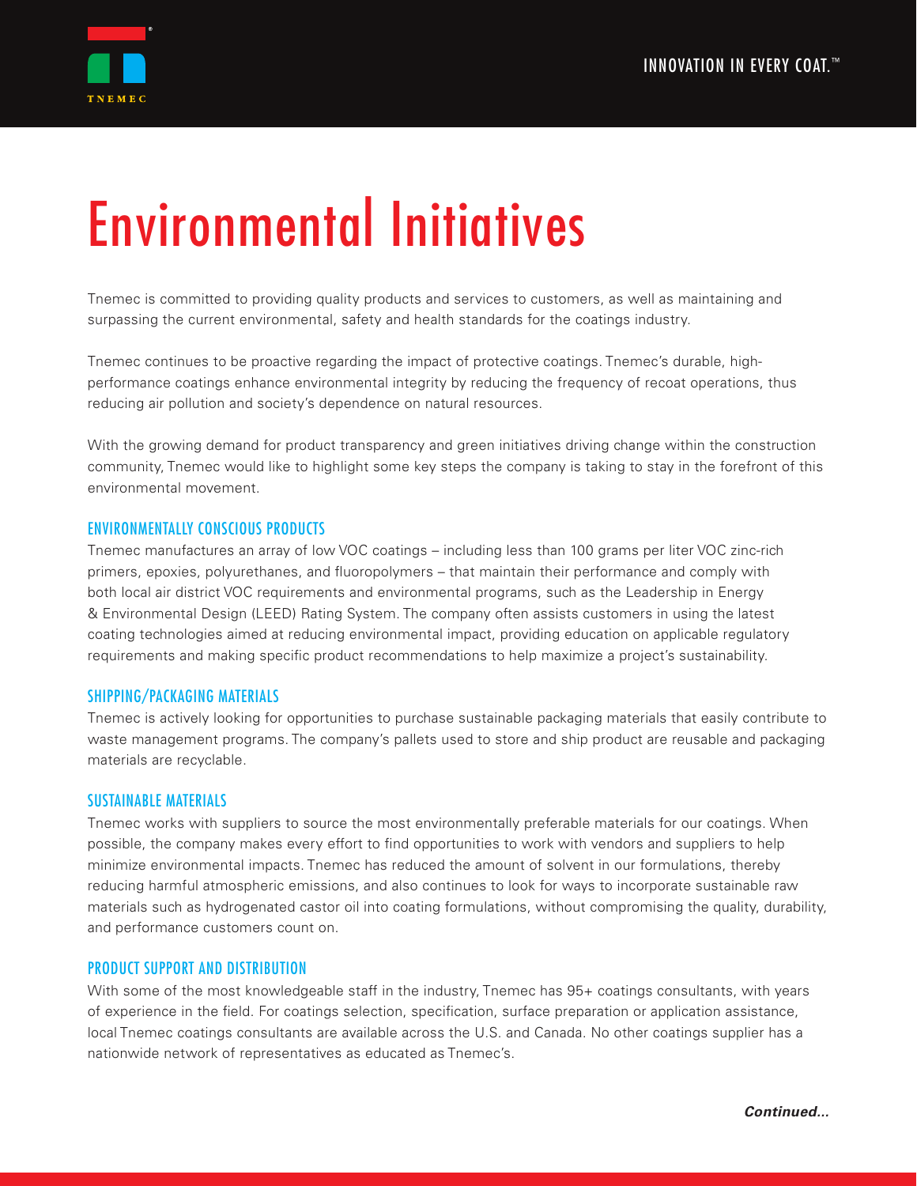# Environmental Initiatives

Tnemec is committed to providing quality products and services to customers, as well as maintaining and surpassing the current environmental, safety and health standards for the coatings industry.

Tnemec continues to be proactive regarding the impact of protective coatings. Tnemec's durable, high-performance coatings enhance environmental integrity by reducing the frequency of recoat operations, thus reducing air pollution and society's dependence on natural resources.

With the growing demand for product transparency and green initiatives driving change within the construction community, Tnemec would like to highlight some key steps the company is taking to stay in the forefront of this environmental movement.

## ENVIRONMENTALLY CONSCIOUS PRODUCTS

Tnemec manufactures an array of low VOC coatings – including less than 100 grams per liter VOC zinc-rich primers, epoxies, polyurethanes, and fluoropolymers – that maintain their performance and comply with both local air district VOC requirements and environmental programs, such as the Leadership in Energy & Environmental Design (LEED) Rating System. The company often assists customers in using the latest coating technologies aimed at reducing environmental impact, providing education on applicable regulatory requirements and making specific product recommendations to help maximize a project's sustainability.

## SHIPPING/PACKAGING MATERIALS

Tnemec is actively looking for opportunities to purchase sustainable packaging materials that easily contribute to waste management programs. The company's pallets used to store and ship product are reusable and packaging materials are recyclable.

## SUSTAINABLE MATERIALS

Tnemec works with suppliers to source the most environmentally preferable materials for our coatings. When possible, the company makes every effort to find opportunities to work with vendors and suppliers to help minimize environmental impacts. Tnemec has reduced the amount of solvent in our formulations, thereby reducing harmful atmospheric emissions, and also continues to look for ways to incorporate sustainable raw materials such as hydrogenated castor oil into coating formulations, without compromising the quality, durability, and performance customers count on.

## PRODUCT SUPPORT AND DISTRIBUTION

With some of the most knowledgeable staff in the industry, Tnemec has 95+ coatings consultants, with years of experience in the field. For coatings selection, specification, surface preparation or application assistance, local Tnemec coatings consultants are available across the U.S. and Canada. No other coatings supplier has a nationwide network of representatives as educated as Tnemec's.

***Continued...***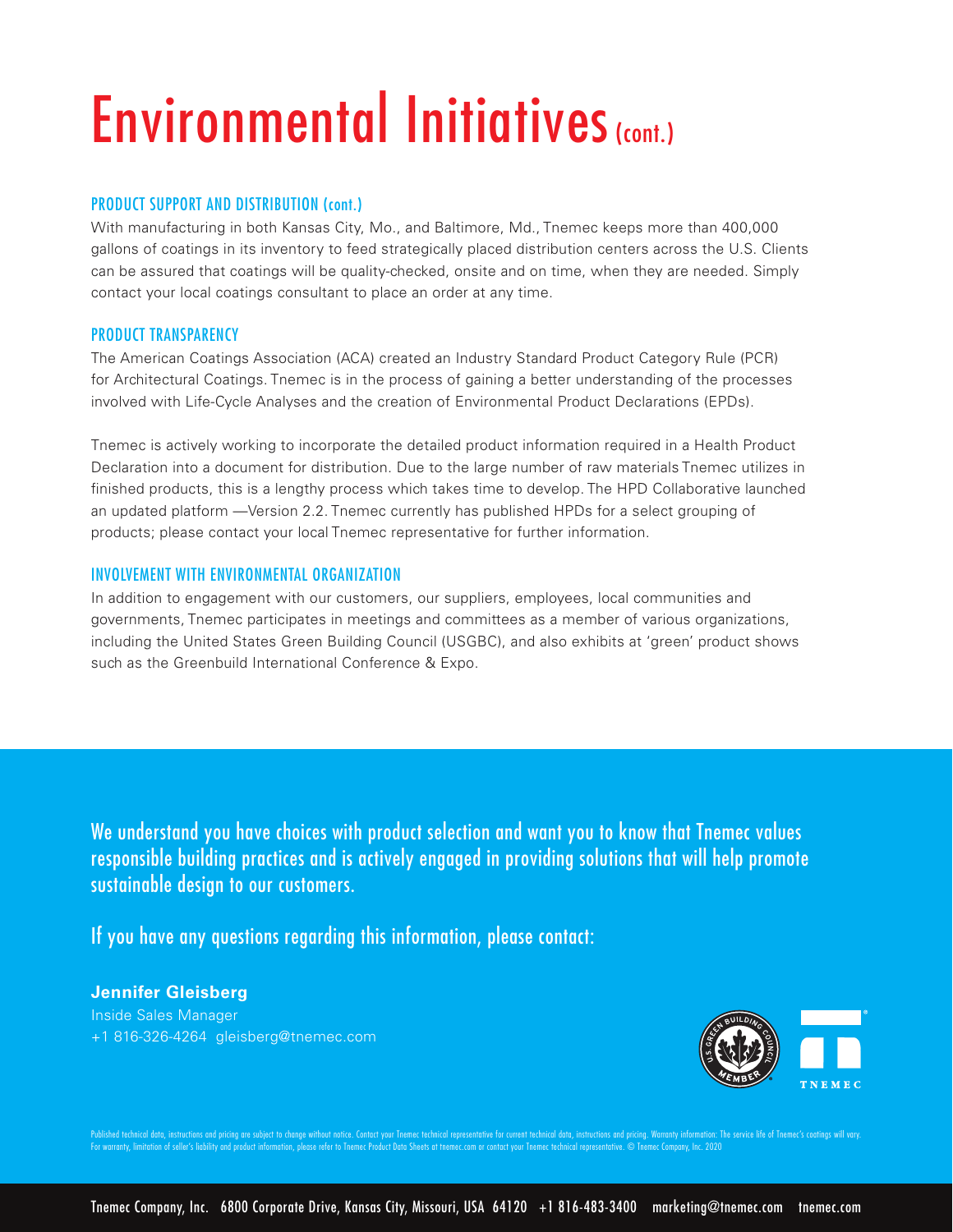# Environmental Initiatives (cont.)

### PRODUCT SUPPORT AND DISTRIBUTION (cont.)

With manufacturing in both Kansas City, Mo., and Baltimore, Md., Tnemec keeps more than 400,000 gallons of coatings in its inventory to feed strategically placed distribution centers across the U.S. Clients can be assured that coatings will be quality-checked, onsite and on time, when they are needed. Simply contact your local coatings consultant to place an order at any time.

### PRODUCT TRANSPARENCY

The American Coatings Association (ACA) created an Industry Standard Product Category Rule (PCR) for Architectural Coatings. Tnemec is in the process of gaining a better understanding of the processes involved with Life-Cycle Analyses and the creation of Environmental Product Declarations (EPDs).

Tnemec is actively working to incorporate the detailed product information required in a Health Product Declaration into a document for distribution. Due to the large number of raw materials Tnemec utilizes in finished products, this is a lengthy process which takes time to develop. The HPD Collaborative launched an updated platform —Version 2.2. Tnemec currently has published HPDs for a select grouping of products; please contact your local Tnemec representative for further information.

### INVOLVEMENT WITH ENVIRONMENTAL ORGANIZATION

In addition to engagement with our customers, our suppliers, employees, local communities and governments, Tnemec participates in meetings and committees as a member of various organizations, including the United States Green Building Council (USGBC), and also exhibits at 'green' product shows such as the Greenbuild International Conference & Expo.

We understand you have choices with product selection and want you to know that Tnemec values responsible building practices and is actively engaged in providing solutions that will help promote sustainable design to our customers.

If you have any questions regarding this information, please contact:

**Jennifer Gleisberg**
Inside Sales Manager
+1 816-326-4264 gleisberg@tnemec.com

U.S. GREEN BUILDING COUNCIL MEMBER

TNEMEC

Published technical data, instructions and pricing are subject to change without notice. Contact your Tnemec technical representative for current technical data, instructions and pricing. Warranty information: The service life of Tnemec's coatings will vary. For warranty, limitation of seller's liability and product information, please refer to Tnemec Product Data Sheets at tnemec.com or contact your Tnemec technical representative. © Tnemec Company, Inc. 2020

Tnemec Company, Inc. 6800 Corporate Drive, Kansas City, Missouri, USA 64120 +1 816-483-3400 marketing@tnemec.com tnemec.com